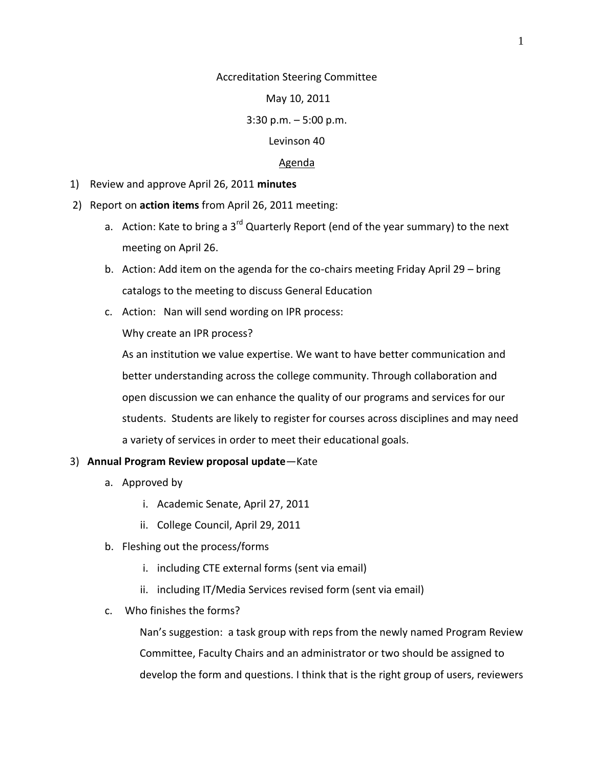Accreditation Steering Committee

May 10, 2011

3:30 p.m. – 5:00 p.m.

Levinson 40

Agenda

1) Review and approve April 26, 2011 **minutes**

2) Report on **action items** from April 26, 2011 meeting:

   a. Action: Kate to bring a 3rd Quarterly Report (end of the year summary) to the next meeting on April 26.

   b. Action: Add item on the agenda for the co-chairs meeting Friday April 29 – bring catalogs to the meeting to discuss General Education

   c. Action: Nan will send wording on IPR process:

      Why create an IPR process?

      As an institution we value expertise. We want to have better communication and better understanding across the college community. Through collaboration and open discussion we can enhance the quality of our programs and services for our students. Students are likely to register for courses across disciplines and may need a variety of services in order to meet their educational goals.

3) **Annual Program Review proposal update**—Kate

   a. Approved by

      i. Academic Senate, April 27, 2011

      ii. College Council, April 29, 2011

   b. Fleshing out the process/forms

      i. including CTE external forms (sent via email)

      ii. including IT/Media Services revised form (sent via email)

   c. Who finishes the forms?

      Nan's suggestion: a task group with reps from the newly named Program Review Committee, Faculty Chairs and an administrator or two should be assigned to develop the form and questions. I think that is the right group of users, reviewers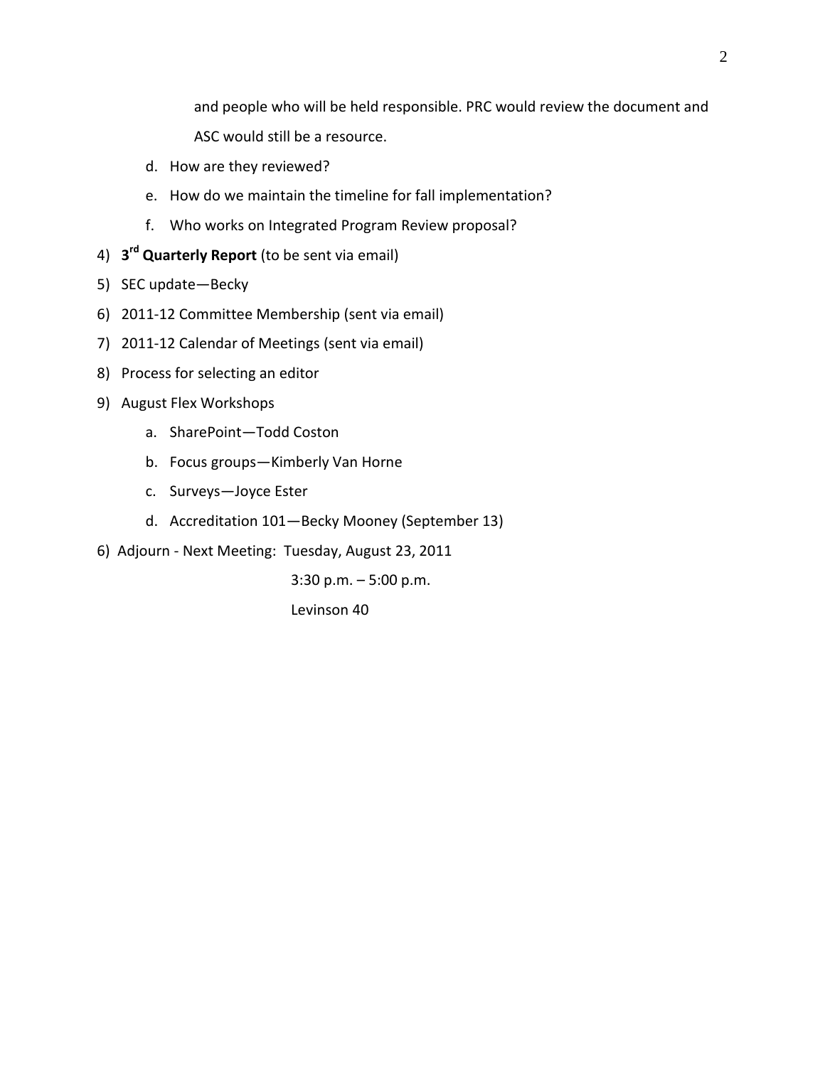and people who will be held responsible. PRC would review the document and ASC would still be a resource.

   d. How are they reviewed?

   e. How do we maintain the timeline for fall implementation?

   f. Who works on Integrated Program Review proposal?

4) **3rd Quarterly Report** (to be sent via email)

5) SEC update—Becky

6) 2011-12 Committee Membership (sent via email)

7) 2011-12 Calendar of Meetings (sent via email)

8) Process for selecting an editor

9) August Flex Workshops

   a. SharePoint—Todd Coston

   b. Focus groups—Kimberly Van Horne

   c. Surveys—Joyce Ester

   d. Accreditation 101—Becky Mooney (September 13)

6) Adjourn - Next Meeting: Tuesday, August 23, 2011

3:30 p.m. – 5:00 p.m.

Levinson 40